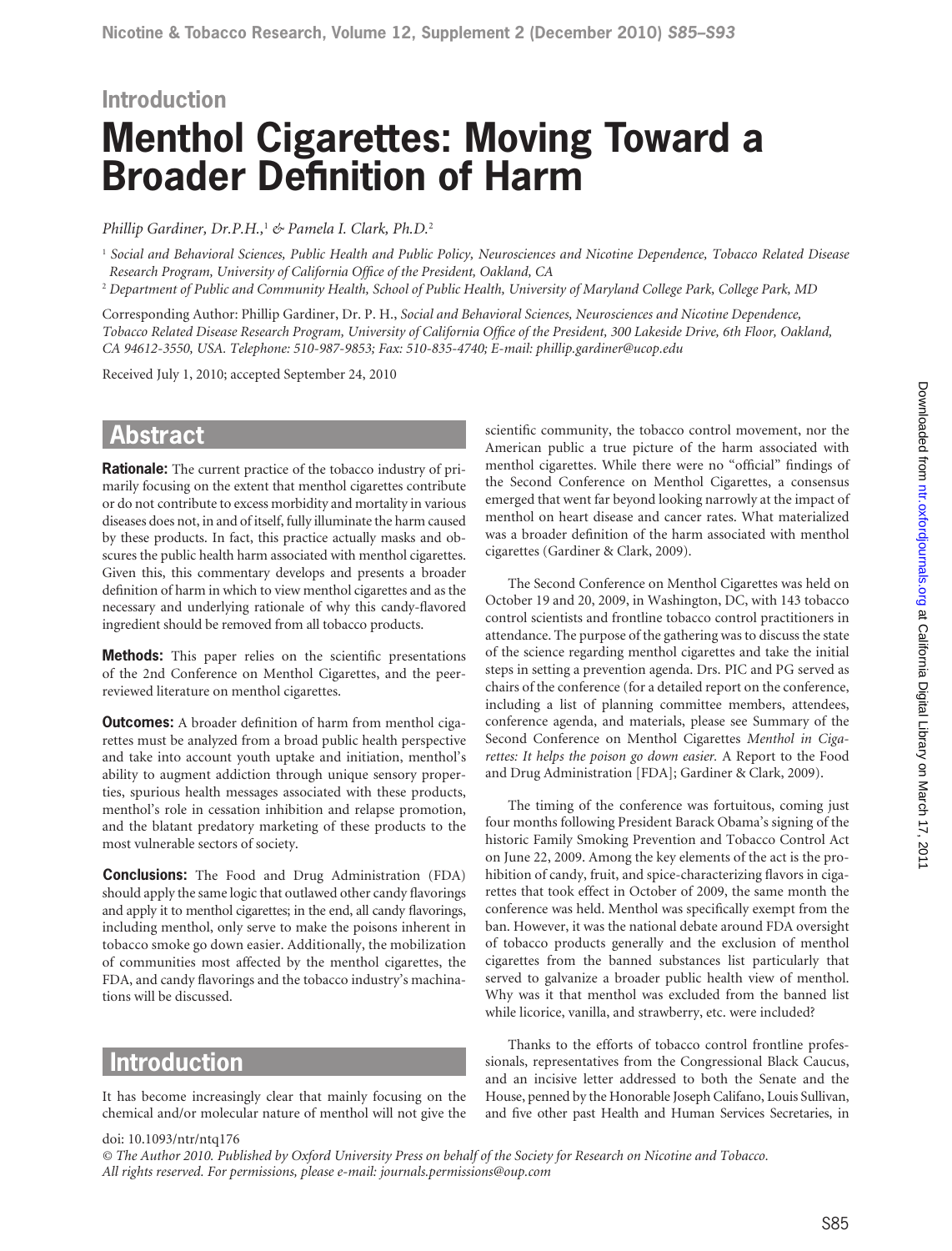Introduction

# Menthol Cigarettes: Moving Toward a Broader Definition of Harm

*Phillip Gardiner, Dr.P.H.,*[1] *& Pamela I. Clark, Ph.D.*[2]

[1] *Social and Behavioral Sciences, Public Health and Public Policy, Neurosciences and Nicotine Dependence, Tobacco Related Disease Research Program, University of California Office of the President, Oakland, CA*

[2] *Department of Public and Community Health, School of Public Health, University of Maryland College Park, College Park, MD*

Corresponding Author: Phillip Gardiner, Dr. P. H., *Social and Behavioral Sciences, Neurosciences and Nicotine Dependence, Tobacco Related Disease Research Program, University of California Office of the President, 300 Lakeside Drive, 6th Floor, Oakland, CA 94612-3550, USA. Telephone: 510-987-9853; Fax: 510-835-4740; E-mail: phillip.gardiner@ucop.edu*

Received July 1, 2010; accepted September 24, 2010

## Abstract

**Rationale:** The current practice of the tobacco industry of primarily focusing on the extent that menthol cigarettes contribute or do not contribute to excess morbidity and mortality in various diseases does not, in and of itself, fully illuminate the harm caused by these products. In fact, this practice actually masks and obscures the public health harm associated with menthol cigarettes. Given this, this commentary develops and presents a broader definition of harm in which to view menthol cigarettes and as the necessary and underlying rationale of why this candy-flavored ingredient should be removed from all tobacco products.

**Methods:** This paper relies on the scientific presentations of the 2nd Conference on Menthol Cigarettes, and the peer-reviewed literature on menthol cigarettes.

**Outcomes:** A broader definition of harm from menthol cigarettes must be analyzed from a broad public health perspective and take into account youth uptake and initiation, menthol's ability to augment addiction through unique sensory properties, spurious health messages associated with these products, menthol's role in cessation inhibition and relapse promotion, and the blatant predatory marketing of these products to the most vulnerable sectors of society.

**Conclusions:** The Food and Drug Administration (FDA) should apply the same logic that outlawed other candy flavorings and apply it to menthol cigarettes; in the end, all candy flavorings, including menthol, only serve to make the poisons inherent in tobacco smoke go down easier. Additionally, the mobilization of communities most affected by the menthol cigarettes, the FDA, and candy flavorings and the tobacco industry's machinations will be discussed.

## Introduction

It has become increasingly clear that mainly focusing on the chemical and/or molecular nature of menthol will not give the scientific community, the tobacco control movement, nor the American public a true picture of the harm associated with menthol cigarettes. While there were no "official" findings of the Second Conference on Menthol Cigarettes, a consensus emerged that went far beyond looking narrowly at the impact of menthol on heart disease and cancer rates. What materialized was a broader definition of the harm associated with menthol cigarettes (Gardiner & Clark, 2009).

The Second Conference on Menthol Cigarettes was held on October 19 and 20, 2009, in Washington, DC, with 143 tobacco control scientists and frontline tobacco control practitioners in attendance. The purpose of the gathering was to discuss the state of the science regarding menthol cigarettes and take the initial steps in setting a prevention agenda. Drs. PIC and PG served as chairs of the conference (for a detailed report on the conference, including a list of planning committee members, attendees, conference agenda, and materials, please see Summary of the Second Conference on Menthol Cigarettes *Menthol in Cigarettes: It helps the poison go down easier.* A Report to the Food and Drug Administration [FDA]; Gardiner & Clark, 2009).

The timing of the conference was fortuitous, coming just four months following President Barack Obama's signing of the historic Family Smoking Prevention and Tobacco Control Act on June 22, 2009. Among the key elements of the act is the prohibition of candy, fruit, and spice-characterizing flavors in cigarettes that took effect in October of 2009, the same month the conference was held. Menthol was specifically exempt from the ban. However, it was the national debate around FDA oversight of tobacco products generally and the exclusion of menthol cigarettes from the banned substances list particularly that served to galvanize a broader public health view of menthol. Why was it that menthol was excluded from the banned list while licorice, vanilla, and strawberry, etc. were included?

Thanks to the efforts of tobacco control frontline professionals, representatives from the Congressional Black Caucus, and an incisive letter addressed to both the Senate and the House, penned by the Honorable Joseph Califano, Louis Sullivan, and five other past Health and Human Services Secretaries, in

doi: 10.1093/ntr/ntq176

*© The Author 2010. Published by Oxford University Press on behalf of the Society for Research on Nicotine and Tobacco. All rights reserved. For permissions, please e-mail: journals.permissions@oup.com*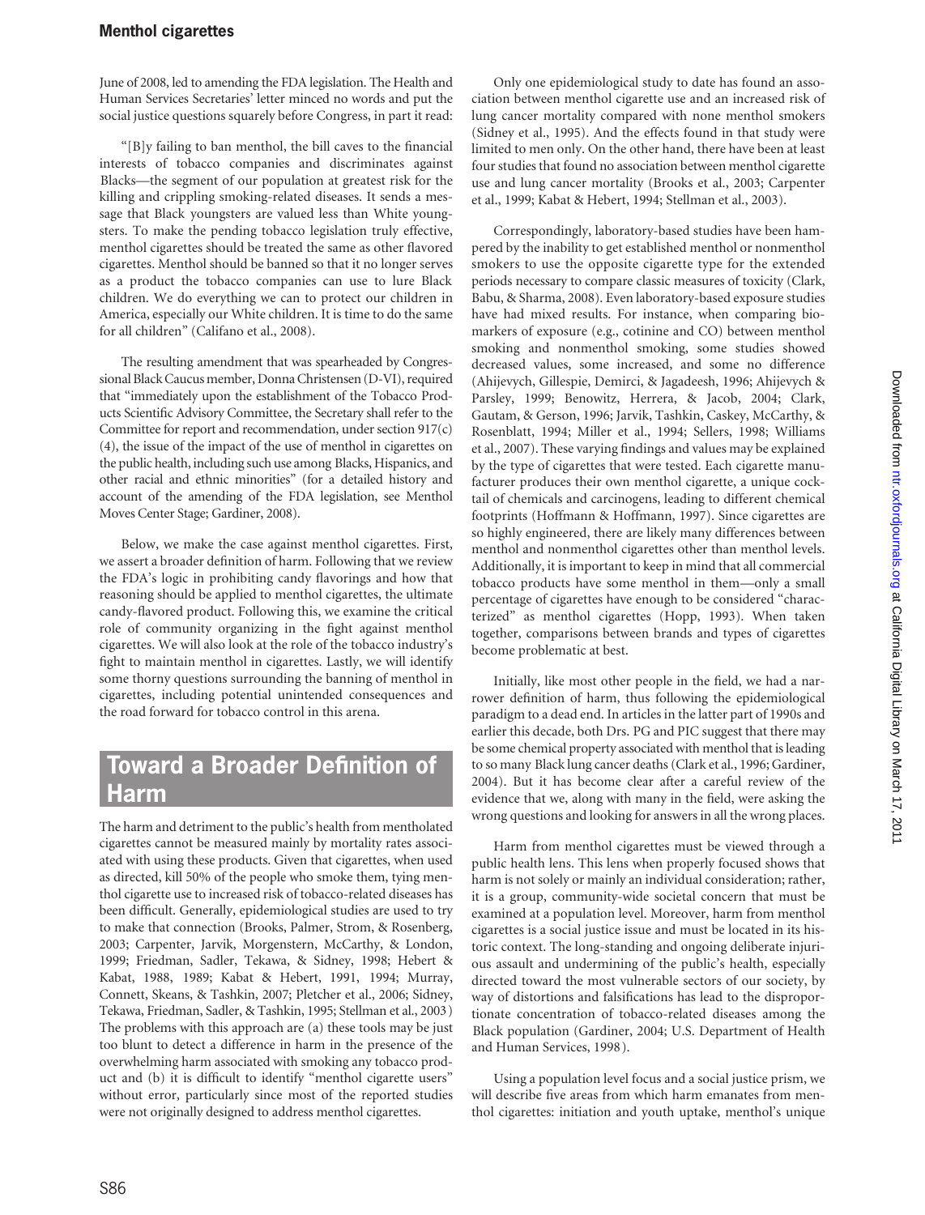June of 2008, led to amending the FDA legislation. The Health and Human Services Secretaries' letter minced no words and put the social justice questions squarely before Congress, in part it read:

"[B]y failing to ban menthol, the bill caves to the financial interests of tobacco companies and discriminates against Blacks—the segment of our population at greatest risk for the killing and crippling smoking-related diseases. It sends a message that Black youngsters are valued less than White youngsters. To make the pending tobacco legislation truly effective, menthol cigarettes should be treated the same as other flavored cigarettes. Menthol should be banned so that it no longer serves as a product the tobacco companies can use to lure Black children. We do everything we can to protect our children in America, especially our White children. It is time to do the same for all children" (Califano et al., 2008).

The resulting amendment that was spearheaded by Congressional Black Caucus member, Donna Christensen (D-VI), required that "immediately upon the establishment of the Tobacco Products Scientific Advisory Committee, the Secretary shall refer to the Committee for report and recommendation, under section 917(c)(4), the issue of the impact of the use of menthol in cigarettes on the public health, including such use among Blacks, Hispanics, and other racial and ethnic minorities" (for a detailed history and account of the amending of the FDA legislation, see Menthol Moves Center Stage; Gardiner, 2008).

Below, we make the case against menthol cigarettes. First, we assert a broader definition of harm. Following that we review the FDA's logic in prohibiting candy flavorings and how that reasoning should be applied to menthol cigarettes, the ultimate candy-flavored product. Following this, we examine the critical role of community organizing in the fight against menthol cigarettes. We will also look at the role of the tobacco industry's fight to maintain menthol in cigarettes. Lastly, we will identify some thorny questions surrounding the banning of menthol in cigarettes, including potential unintended consequences and the road forward for tobacco control in this arena.

## Toward a Broader Definition of Harm

The harm and detriment to the public's health from mentholated cigarettes cannot be measured mainly by mortality rates associated with using these products. Given that cigarettes, when used as directed, kill 50% of the people who smoke them, tying menthol cigarette use to increased risk of tobacco-related diseases has been difficult. Generally, epidemiological studies are used to try to make that connection (Brooks, Palmer, Strom, & Rosenberg, 2003; Carpenter, Jarvik, Morgenstern, McCarthy, & London, 1999; Friedman, Sadler, Tekawa, & Sidney, 1998; Hebert & Kabat, 1988, 1989; Kabat & Hebert, 1991, 1994; Murray, Connett, Skeans, & Tashkin, 2007; Pletcher et al., 2006; Sidney, Tekawa, Friedman, Sadler, & Tashkin, 1995; Stellman et al., 2003) The problems with this approach are (a) these tools may be just too blunt to detect a difference in harm in the presence of the overwhelming harm associated with smoking any tobacco product and (b) it is difficult to identify "menthol cigarette users" without error, particularly since most of the reported studies were not originally designed to address menthol cigarettes.

Only one epidemiological study to date has found an association between menthol cigarette use and an increased risk of lung cancer mortality compared with none menthol smokers (Sidney et al., 1995). And the effects found in that study were limited to men only. On the other hand, there have been at least four studies that found no association between menthol cigarette use and lung cancer mortality (Brooks et al., 2003; Carpenter et al., 1999; Kabat & Hebert, 1994; Stellman et al., 2003).

Correspondingly, laboratory-based studies have been hampered by the inability to get established menthol or nonmenthol smokers to use the opposite cigarette type for the extended periods necessary to compare classic measures of toxicity (Clark, Babu, & Sharma, 2008). Even laboratory-based exposure studies have had mixed results. For instance, when comparing biomarkers of exposure (e.g., cotinine and CO) between menthol smoking and nonmenthol smoking, some studies showed decreased values, some increased, and some no difference (Ahijevych, Gillespie, Demirci, & Jagadeesh, 1996; Ahijevych & Parsley, 1999; Benowitz, Herrera, & Jacob, 2004; Clark, Gautam, & Gerson, 1996; Jarvik, Tashkin, Caskey, McCarthy, & Rosenblatt, 1994; Miller et al., 1994; Sellers, 1998; Williams et al., 2007). These varying findings and values may be explained by the type of cigarettes that were tested. Each cigarette manufacturer produces their own menthol cigarette, a unique cocktail of chemicals and carcinogens, leading to different chemical footprints (Hoffmann & Hoffmann, 1997). Since cigarettes are so highly engineered, there are likely many differences between menthol and nonmenthol cigarettes other than menthol levels. Additionally, it is important to keep in mind that all commercial tobacco products have some menthol in them—only a small percentage of cigarettes have enough to be considered "characterized" as menthol cigarettes (Hopp, 1993). When taken together, comparisons between brands and types of cigarettes become problematic at best.

Initially, like most other people in the field, we had a narrower definition of harm, thus following the epidemiological paradigm to a dead end. In articles in the latter part of 1990s and earlier this decade, both Drs. PG and PIC suggest that there may be some chemical property associated with menthol that is leading to so many Black lung cancer deaths (Clark et al., 1996; Gardiner, 2004). But it has become clear after a careful review of the evidence that we, along with many in the field, were asking the wrong questions and looking for answers in all the wrong places.

Harm from menthol cigarettes must be viewed through a public health lens. This lens when properly focused shows that harm is not solely or mainly an individual consideration; rather, it is a group, community-wide societal concern that must be examined at a population level. Moreover, harm from menthol cigarettes is a social justice issue and must be located in its historic context. The long-standing and ongoing deliberate injurious assault and undermining of the public's health, especially directed toward the most vulnerable sectors of our society, by way of distortions and falsifications has lead to the disproportionate concentration of tobacco-related diseases among the Black population (Gardiner, 2004; U.S. Department of Health and Human Services, 1998).

Using a population level focus and a social justice prism, we will describe five areas from which harm emanates from menthol cigarettes: initiation and youth uptake, menthol's unique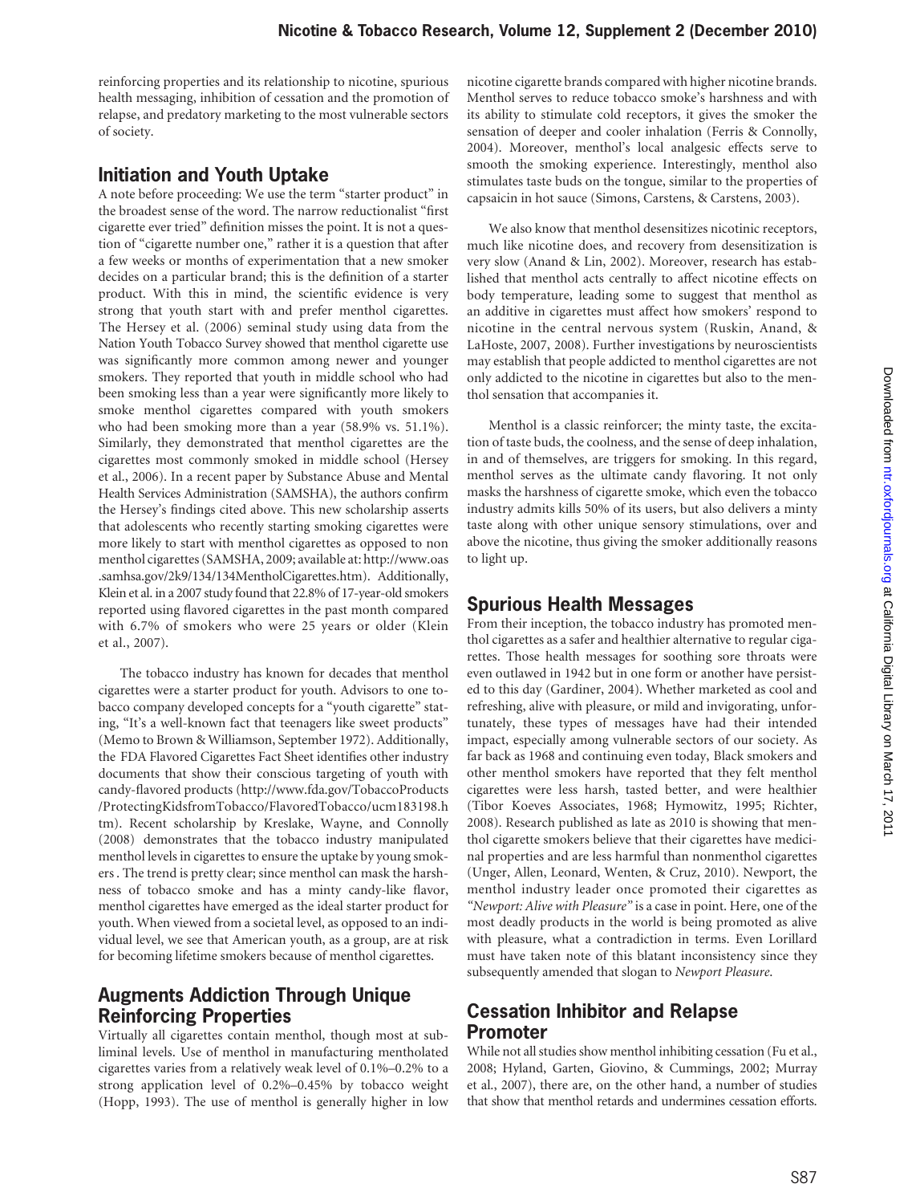reinforcing properties and its relationship to nicotine, spurious health messaging, inhibition of cessation and the promotion of relapse, and predatory marketing to the most vulnerable sectors of society.

## Initiation and Youth Uptake

A note before proceeding: We use the term "starter product" in the broadest sense of the word. The narrow reductionalist "first cigarette ever tried" definition misses the point. It is not a question of "cigarette number one," rather it is a question that after a few weeks or months of experimentation that a new smoker decides on a particular brand; this is the definition of a starter product. With this in mind, the scientific evidence is very strong that youth start with and prefer menthol cigarettes. The Hersey et al. (2006) seminal study using data from the Nation Youth Tobacco Survey showed that menthol cigarette use was significantly more common among newer and younger smokers. They reported that youth in middle school who had been smoking less than a year were significantly more likely to smoke menthol cigarettes compared with youth smokers who had been smoking more than a year (58.9% vs. 51.1%). Similarly, they demonstrated that menthol cigarettes are the cigarettes most commonly smoked in middle school (Hersey et al., 2006). In a recent paper by Substance Abuse and Mental Health Services Administration (SAMSHA), the authors confirm the Hersey's findings cited above. This new scholarship asserts that adolescents who recently starting smoking cigarettes were more likely to start with menthol cigarettes as opposed to non menthol cigarettes (SAMSHA, 2009; available at: http://www.oas.samhsa.gov/2k9/134/134MentholCigarettes.htm). Additionally, Klein et al. in a 2007 study found that 22.8% of 17-year-old smokers reported using flavored cigarettes in the past month compared with 6.7% of smokers who were 25 years or older (Klein et al., 2007).

The tobacco industry has known for decades that menthol cigarettes were a starter product for youth. Advisors to one tobacco company developed concepts for a "youth cigarette" stating, "It's a well-known fact that teenagers like sweet products" (Memo to Brown & Williamson, September 1972). Additionally, the FDA Flavored Cigarettes Fact Sheet identifies other industry documents that show their conscious targeting of youth with candy-flavored products (http://www.fda.gov/TobaccoProducts/ProtectingKidsfromTobacco/FlavoredTobacco/ucm183198.htm). Recent scholarship by Kreslake, Wayne, and Connolly (2008) demonstrates that the tobacco industry manipulated menthol levels in cigarettes to ensure the uptake by young smokers . The trend is pretty clear; since menthol can mask the harshness of tobacco smoke and has a minty candy-like flavor, menthol cigarettes have emerged as the ideal starter product for youth. When viewed from a societal level, as opposed to an individual level, we see that American youth, as a group, are at risk for becoming lifetime smokers because of menthol cigarettes.

## Augments Addiction Through Unique Reinforcing Properties

Virtually all cigarettes contain menthol, though most at subliminal levels. Use of menthol in manufacturing mentholated cigarettes varies from a relatively weak level of 0.1%–0.2% to a strong application level of 0.2%–0.45% by tobacco weight (Hopp, 1993). The use of menthol is generally higher in low nicotine cigarette brands compared with higher nicotine brands. Menthol serves to reduce tobacco smoke's harshness and with its ability to stimulate cold receptors, it gives the smoker the sensation of deeper and cooler inhalation (Ferris & Connolly, 2004). Moreover, menthol's local analgesic effects serve to smooth the smoking experience. Interestingly, menthol also stimulates taste buds on the tongue, similar to the properties of capsaicin in hot sauce (Simons, Carstens, & Carstens, 2003).

We also know that menthol desensitizes nicotinic receptors, much like nicotine does, and recovery from desensitization is very slow (Anand & Lin, 2002). Moreover, research has established that menthol acts centrally to affect nicotine effects on body temperature, leading some to suggest that menthol as an additive in cigarettes must affect how smokers' respond to nicotine in the central nervous system (Ruskin, Anand, & LaHoste, 2007, 2008). Further investigations by neuroscientists may establish that people addicted to menthol cigarettes are not only addicted to the nicotine in cigarettes but also to the menthol sensation that accompanies it.

Menthol is a classic reinforcer; the minty taste, the excitation of taste buds, the coolness, and the sense of deep inhalation, in and of themselves, are triggers for smoking. In this regard, menthol serves as the ultimate candy flavoring. It not only masks the harshness of cigarette smoke, which even the tobacco industry admits kills 50% of its users, but also delivers a minty taste along with other unique sensory stimulations, over and above the nicotine, thus giving the smoker additionally reasons to light up.

## Spurious Health Messages

From their inception, the tobacco industry has promoted menthol cigarettes as a safer and healthier alternative to regular cigarettes. Those health messages for soothing sore throats were even outlawed in 1942 but in one form or another have persisted to this day (Gardiner, 2004). Whether marketed as cool and refreshing, alive with pleasure, or mild and invigorating, unfortunately, these types of messages have had their intended impact, especially among vulnerable sectors of our society. As far back as 1968 and continuing even today, Black smokers and other menthol smokers have reported that they felt menthol cigarettes were less harsh, tasted better, and were healthier (Tibor Koeves Associates, 1968; Hymowitz, 1995; Richter, 2008). Research published as late as 2010 is showing that menthol cigarette smokers believe that their cigarettes have medicinal properties and are less harmful than nonmenthol cigarettes (Unger, Allen, Leonard, Wenten, & Cruz, 2010). Newport, the menthol industry leader once promoted their cigarettes as *"Newport: Alive with Pleasure"* is a case in point. Here, one of the most deadly products in the world is being promoted as alive with pleasure, what a contradiction in terms. Even Lorillard must have taken note of this blatant inconsistency since they subsequently amended that slogan to *Newport Pleasure*.

## Cessation Inhibitor and Relapse Promoter

While not all studies show menthol inhibiting cessation (Fu et al., 2008; Hyland, Garten, Giovino, & Cummings, 2002; Murray et al., 2007), there are, on the other hand, a number of studies that show that menthol retards and undermines cessation efforts.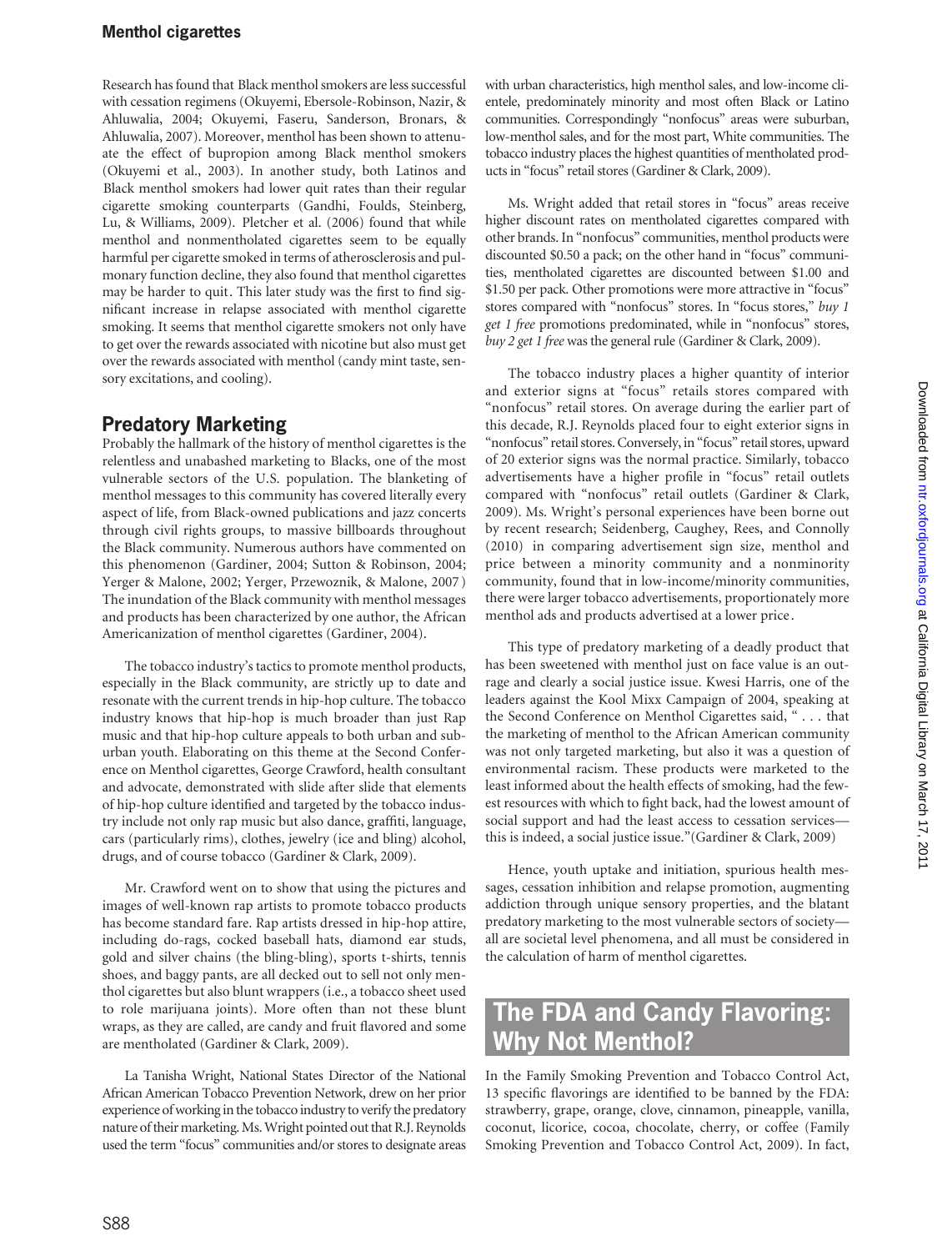Research has found that Black menthol smokers are less successful with cessation regimens (Okuyemi, Ebersole-Robinson, Nazir, & Ahluwalia, 2004; Okuyemi, Faseru, Sanderson, Bronars, & Ahluwalia, 2007). Moreover, menthol has been shown to attenuate the effect of bupropion among Black menthol smokers (Okuyemi et al., 2003). In another study, both Latinos and Black menthol smokers had lower quit rates than their regular cigarette smoking counterparts (Gandhi, Foulds, Steinberg, Lu, & Williams, 2009). Pletcher et al. (2006) found that while menthol and nonmentholated cigarettes seem to be equally harmful per cigarette smoked in terms of atherosclerosis and pulmonary function decline, they also found that menthol cigarettes may be harder to quit. This later study was the first to find significant increase in relapse associated with menthol cigarette smoking. It seems that menthol cigarette smokers not only have to get over the rewards associated with nicotine but also must get over the rewards associated with menthol (candy mint taste, sensory excitations, and cooling).

## Predatory Marketing

Probably the hallmark of the history of menthol cigarettes is the relentless and unabashed marketing to Blacks, one of the most vulnerable sectors of the U.S. population. The blanketing of menthol messages to this community has covered literally every aspect of life, from Black-owned publications and jazz concerts through civil rights groups, to massive billboards throughout the Black community. Numerous authors have commented on this phenomenon (Gardiner, 2004; Sutton & Robinson, 2004; Yerger & Malone, 2002; Yerger, Przewoznik, & Malone, 2007) The inundation of the Black community with menthol messages and products has been characterized by one author, the African Americanization of menthol cigarettes (Gardiner, 2004).

The tobacco industry's tactics to promote menthol products, especially in the Black community, are strictly up to date and resonate with the current trends in hip-hop culture. The tobacco industry knows that hip-hop is much broader than just Rap music and that hip-hop culture appeals to both urban and suburban youth. Elaborating on this theme at the Second Conference on Menthol cigarettes, George Crawford, health consultant and advocate, demonstrated with slide after slide that elements of hip-hop culture identified and targeted by the tobacco industry include not only rap music but also dance, graffiti, language, cars (particularly rims), clothes, jewelry (ice and bling) alcohol, drugs, and of course tobacco (Gardiner & Clark, 2009).

Mr. Crawford went on to show that using the pictures and images of well-known rap artists to promote tobacco products has become standard fare. Rap artists dressed in hip-hop attire, including do-rags, cocked baseball hats, diamond ear studs, gold and silver chains (the bling-bling), sports t-shirts, tennis shoes, and baggy pants, are all decked out to sell not only menthol cigarettes but also blunt wrappers (i.e., a tobacco sheet used to roll marijuana joints). More often than not these blunt wraps, as they are called, are candy and fruit flavored and some are mentholated (Gardiner & Clark, 2009).

La Tanisha Wright, National States Director of the National African American Tobacco Prevention Network, drew on her prior experience of working in the tobacco industry to verify the predatory nature of their marketing. Ms. Wright pointed out that R.J. Reynolds used the term "focus" communities and/or stores to designate areas with urban characteristics, high menthol sales, and low-income clientele, predominately minority and most often Black or Latino communities. Correspondingly "nonfocus" areas were suburban, low-menthol sales, and for the most part, White communities. The tobacco industry places the highest quantities of mentholated products in "focus" retail stores (Gardiner & Clark, 2009).

Ms. Wright added that retail stores in "focus" areas receive higher discount rates on mentholated cigarettes compared with other brands. In "nonfocus" communities, menthol products were discounted $0.50 a pack; on the other hand in "focus" communities, mentholated cigarettes are discounted between $1.00 and $1.50 per pack. Other promotions were more attractive in "focus" stores compared with "nonfocus" stores. In "focus stores," *buy 1 get 1 free* promotions predominated, while in "nonfocus" stores, *buy 2 get 1 free* was the general rule (Gardiner & Clark, 2009).

The tobacco industry places a higher quantity of interior and exterior signs at "focus" retails stores compared with "nonfocus" retail stores. On average during the earlier part of this decade, R.J. Reynolds placed four to eight exterior signs in "nonfocus" retail stores. Conversely, in "focus" retail stores, upward of 20 exterior signs was the normal practice. Similarly, tobacco advertisements have a higher profile in "focus" retail outlets compared with "nonfocus" retail outlets (Gardiner & Clark, 2009). Ms. Wright's personal experiences have been borne out by recent research; Seidenberg, Caughey, Rees, and Connolly (2010) in comparing advertisement sign size, menthol and price between a minority community and a nonminority community, found that in low-income/minority communities, there were larger tobacco advertisements, proportionately more menthol ads and products advertised at a lower price.

This type of predatory marketing of a deadly product that has been sweetened with menthol just on face value is an outrage and clearly a social justice issue. Kwesi Harris, one of the leaders against the Kool Mixx Campaign of 2004, speaking at the Second Conference on Menthol Cigarettes said, " . . . that the marketing of menthol to the African American community was not only targeted marketing, but also it was a question of environmental racism. These products were marketed to the least informed about the health effects of smoking, had the fewest resources with which to fight back, had the lowest amount of social support and had the least access to cessation services—this is indeed, a social justice issue."(Gardiner & Clark, 2009)

Hence, youth uptake and initiation, spurious health messages, cessation inhibition and relapse promotion, augmenting addiction through unique sensory properties, and the blatant predatory marketing to the most vulnerable sectors of society—all are societal level phenomena, and all must be considered in the calculation of harm of menthol cigarettes.

## The FDA and Candy Flavoring: Why Not Menthol?

In the Family Smoking Prevention and Tobacco Control Act, 13 specific flavorings are identified to be banned by the FDA: strawberry, grape, orange, clove, cinnamon, pineapple, vanilla, coconut, licorice, cocoa, chocolate, cherry, or coffee (Family Smoking Prevention and Tobacco Control Act, 2009). In fact,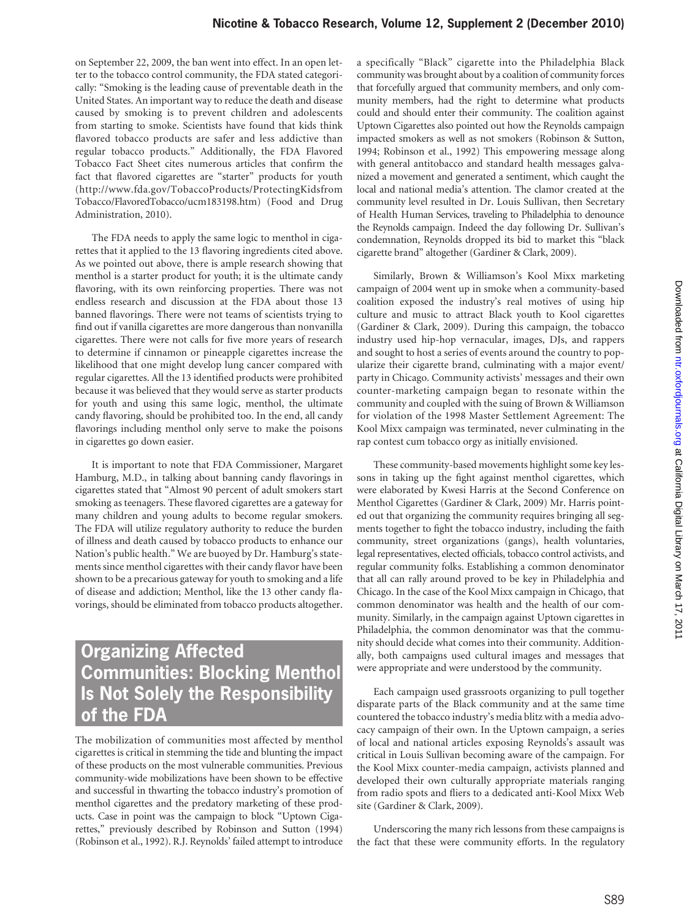on September 22, 2009, the ban went into effect. In an open letter to the tobacco control community, the FDA stated categorically: "Smoking is the leading cause of preventable death in the United States. An important way to reduce the death and disease caused by smoking is to prevent children and adolescents from starting to smoke. Scientists have found that kids think flavored tobacco products are safer and less addictive than regular tobacco products." Additionally, the FDA Flavored Tobacco Fact Sheet cites numerous articles that confirm the fact that flavored cigarettes are "starter" products for youth (http://www.fda.gov/TobaccoProducts/ProtectingKidsfromTobacco/FlavoredTobacco/ucm183198.htm) (Food and Drug Administration, 2010).

The FDA needs to apply the same logic to menthol in cigarettes that it applied to the 13 flavoring ingredients cited above. As we pointed out above, there is ample research showing that menthol is a starter product for youth; it is the ultimate candy flavoring, with its own reinforcing properties. There was not endless research and discussion at the FDA about those 13 banned flavorings. There were not teams of scientists trying to find out if vanilla cigarettes are more dangerous than nonvanilla cigarettes. There were not calls for five more years of research to determine if cinnamon or pineapple cigarettes increase the likelihood that one might develop lung cancer compared with regular cigarettes. All the 13 identified products were prohibited because it was believed that they would serve as starter products for youth and using this same logic, menthol, the ultimate candy flavoring, should be prohibited too. In the end, all candy flavorings including menthol only serve to make the poisons in cigarettes go down easier.

It is important to note that FDA Commissioner, Margaret Hamburg, M.D., in talking about banning candy flavorings in cigarettes stated that "Almost 90 percent of adult smokers start smoking as teenagers. These flavored cigarettes are a gateway for many children and young adults to become regular smokers. The FDA will utilize regulatory authority to reduce the burden of illness and death caused by tobacco products to enhance our Nation's public health." We are buoyed by Dr. Hamburg's statements since menthol cigarettes with their candy flavor have been shown to be a precarious gateway for youth to smoking and a life of disease and addiction; Menthol, like the 13 other candy flavorings, should be eliminated from tobacco products altogether.

## Organizing Affected Communities: Blocking Menthol Is Not Solely the Responsibility of the FDA

The mobilization of communities most affected by menthol cigarettes is critical in stemming the tide and blunting the impact of these products on the most vulnerable communities. Previous community-wide mobilizations have been shown to be effective and successful in thwarting the tobacco industry's promotion of menthol cigarettes and the predatory marketing of these products. Case in point was the campaign to block "Uptown Cigarettes," previously described by Robinson and Sutton (1994) (Robinson et al., 1992). R.J. Reynolds' failed attempt to introduce a specifically "Black" cigarette into the Philadelphia Black community was brought about by a coalition of community forces that forcefully argued that community members, and only community members, had the right to determine what products could and should enter their community. The coalition against Uptown Cigarettes also pointed out how the Reynolds campaign impacted smokers as well as not smokers (Robinson & Sutton, 1994; Robinson et al., 1992) This empowering message along with general antitobacco and standard health messages galvanized a movement and generated a sentiment, which caught the local and national media's attention. The clamor created at the community level resulted in Dr. Louis Sullivan, then Secretary of Health Human Services, traveling to Philadelphia to denounce the Reynolds campaign. Indeed the day following Dr. Sullivan's condemnation, Reynolds dropped its bid to market this "black cigarette brand" altogether (Gardiner & Clark, 2009).

Similarly, Brown & Williamson's Kool Mixx marketing campaign of 2004 went up in smoke when a community-based coalition exposed the industry's real motives of using hip culture and music to attract Black youth to Kool cigarettes (Gardiner & Clark, 2009). During this campaign, the tobacco industry used hip-hop vernacular, images, DJs, and rappers and sought to host a series of events around the country to popularize their cigarette brand, culminating with a major event/party in Chicago. Community activists' messages and their own counter-marketing campaign began to resonate within the community and coupled with the suing of Brown & Williamson for violation of the 1998 Master Settlement Agreement: The Kool Mixx campaign was terminated, never culminating in the rap contest cum tobacco orgy as initially envisioned.

These community-based movements highlight some key lessons in taking up the fight against menthol cigarettes, which were elaborated by Kwesi Harris at the Second Conference on Menthol Cigarettes (Gardiner & Clark, 2009) Mr. Harris pointed out that organizing the community requires bringing all segments together to fight the tobacco industry, including the faith community, street organizations (gangs), health voluntaries, legal representatives, elected officials, tobacco control activists, and regular community folks. Establishing a common denominator that all can rally around proved to be key in Philadelphia and Chicago. In the case of the Kool Mixx campaign in Chicago, that common denominator was health and the health of our community. Similarly, in the campaign against Uptown cigarettes in Philadelphia, the common denominator was that the community should decide what comes into their community. Additionally, both campaigns used cultural images and messages that were appropriate and were understood by the community.

Each campaign used grassroots organizing to pull together disparate parts of the Black community and at the same time countered the tobacco industry's media blitz with a media advocacy campaign of their own. In the Uptown campaign, a series of local and national articles exposing Reynolds's assault was critical in Louis Sullivan becoming aware of the campaign. For the Kool Mixx counter-media campaign, activists planned and developed their own culturally appropriate materials ranging from radio spots and fliers to a dedicated anti-Kool Mixx Web site (Gardiner & Clark, 2009).

Underscoring the many rich lessons from these campaigns is the fact that these were community efforts. In the regulatory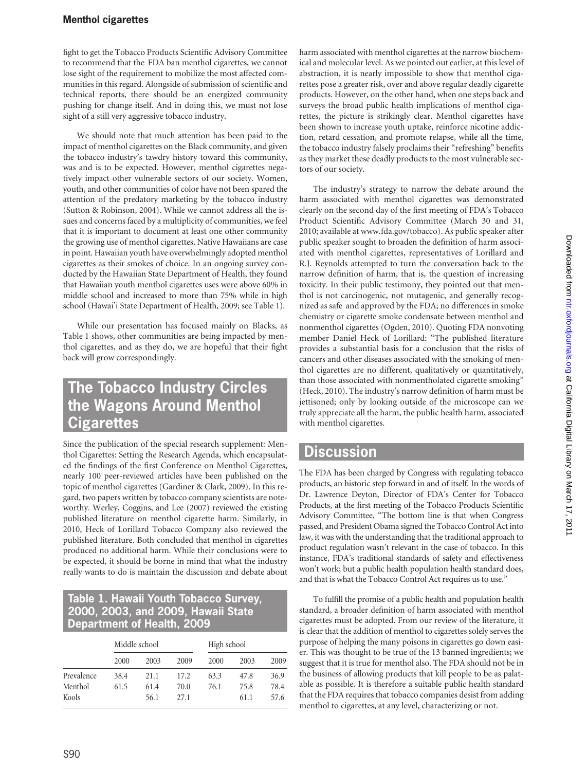fight to get the Tobacco Products Scientific Advisory Committee to recommend that the FDA ban menthol cigarettes, we cannot lose sight of the requirement to mobilize the most affected communities in this regard. Alongside of submission of scientific and technical reports, there should be an energized community pushing for change itself. And in doing this, we must not lose sight of a still very aggressive tobacco industry.

We should note that much attention has been paid to the impact of menthol cigarettes on the Black community, and given the tobacco industry's tawdry history toward this community, was and is to be expected. However, menthol cigarettes negatively impact other vulnerable sectors of our society. Women, youth, and other communities of color have not been spared the attention of the predatory marketing by the tobacco industry (Sutton & Robinson, 2004). While we cannot address all the issues and concerns faced by a multiplicity of communities, we feel that it is important to document at least one other community the growing use of menthol cigarettes. Native Hawaiians are case in point. Hawaiian youth have overwhelmingly adopted menthol cigarettes as their smokes of choice. In an ongoing survey conducted by the Hawaiian State Department of Health, they found that Hawaiian youth menthol cigarettes uses were above 60% in middle school and increased to more than 75% while in high school (Hawai'i State Department of Health, 2009; see Table 1).

While our presentation has focused mainly on Blacks, as Table 1 shows, other communities are being impacted by menthol cigarettes, and as they do, we are hopeful that their fight back will grow correspondingly.

## The Tobacco Industry Circles the Wagons Around Menthol Cigarettes

Since the publication of the special research supplement: Menthol Cigarettes: Setting the Research Agenda, which encapsulated the findings of the first Conference on Menthol Cigarettes, nearly 100 peer-reviewed articles have been published on the topic of menthol cigarettes (Gardiner & Clark, 2009). In this regard, two papers written by tobacco company scientists are noteworthy. Werley, Coggins, and Lee (2007) reviewed the existing published literature on menthol cigarette harm. Similarly, in 2010, Heck of Lorillard Tobacco Company also reviewed the published literature. Both concluded that menthol in cigarettes produced no additional harm. While their conclusions were to be expected, it should be borne in mind that what the industry really wants to do is maintain the discussion and debate about harm associated with menthol cigarettes at the narrow biochemical and molecular level. As we pointed out earlier, at this level of abstraction, it is nearly impossible to show that menthol cigarettes pose a greater risk, over and above regular deadly cigarette products. However, on the other hand, when one steps back and surveys the broad public health implications of menthol cigarettes, the picture is strikingly clear. Menthol cigarettes have been shown to increase youth uptake, reinforce nicotine addiction, retard cessation, and promote relapse, while all the time, the tobacco industry falsely proclaims their "refreshing" benefits as they market these deadly products to the most vulnerable sectors of our society.

**Table 1. Hawaii Youth Tobacco Survey, 2000, 2003, and 2009, Hawaii State Department of Health, 2009**

| | Middle school | | | High school | | |
|---|---|---|---|---|---|---|
| | 2000 | 2003 | 2009 | 2000 | 2003 | 2009 |
| Prevalence | 38.4 | 21.1 | 17.2 | 63.3 | 47.8 | 36.9 |
| Menthol | 61.5 | 61.4 | 70.0 | 76.1 | 75.8 | 78.4 |
| Kools | | 56.1 | 27.1 | | 61.1 | 57.6 |

The industry's strategy to narrow the debate around the harm associated with menthol cigarettes was demonstrated clearly on the second day of the first meeting of FDA's Tobacco Product Scientific Advisory Committee (March 30 and 31, 2010; available at www.fda.gov/tobacco). As public speaker after public speaker sought to broaden the definition of harm associated with menthol cigarettes, representatives of Lorillard and R.J. Reynolds attempted to turn the conversation back to the narrow definition of harm, that is, the question of increasing toxicity. In their public testimony, they pointed out that menthol is not carcinogenic, not mutagenic, and generally recognized as safe and approved by the FDA; no differences in smoke chemistry or cigarette smoke condensate between menthol and nonmenthol cigarettes (Ogden, 2010). Quoting FDA nonvoting member Daniel Heck of Lorillard: "The published literature provides a substantial basis for a conclusion that the risks of cancers and other diseases associated with the smoking of menthol cigarettes are no different, qualitatively or quantitatively, than those associated with nonmentholated cigarette smoking" (Heck, 2010). The industry's narrow definition of harm must be jettisoned; only by looking outside of the microscope can we truly appreciate all the harm, the public health harm, associated with menthol cigarettes.

## Discussion

The FDA has been charged by Congress with regulating tobacco products, an historic step forward in and of itself. In the words of Dr. Lawrence Deyton, Director of FDA's Center for Tobacco Products, at the first meeting of the Tobacco Products Scientific Advisory Committee, "The bottom line is that when Congress passed, and President Obama signed the Tobacco Control Act into law, it was with the understanding that the traditional approach to product regulation wasn't relevant in the case of tobacco. In this instance, FDA's traditional standards of safety and effectiveness won't work; but a public health population health standard does, and that is what the Tobacco Control Act requires us to use."

To fulfill the promise of a public health and population health standard, a broader definition of harm associated with menthol cigarettes must be adopted. From our review of the literature, it is clear that the addition of menthol to cigarettes solely serves the purpose of helping the many poisons in cigarettes go down easier. This was thought to be true of the 13 banned ingredients; we suggest that it is true for menthol also. The FDA should not be in the business of allowing products that kill people to be as palatable as possible. It is therefore a suitable public health standard that the FDA requires that tobacco companies desist from adding menthol to cigarettes, at any level, characterizing or not.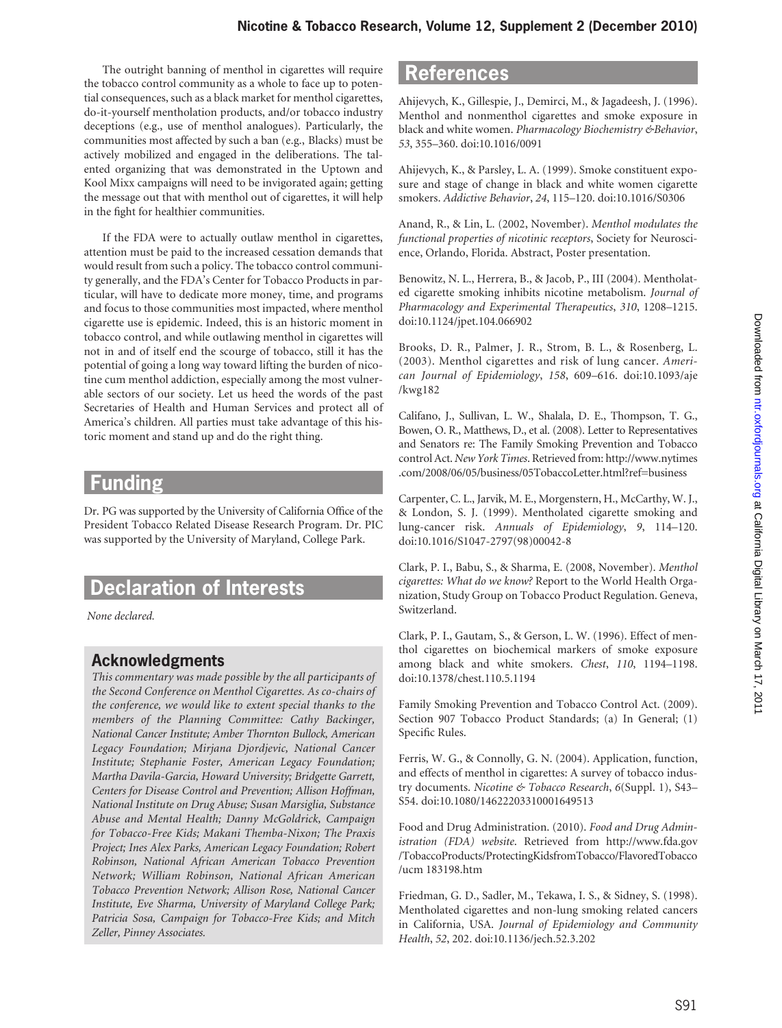The outright banning of menthol in cigarettes will require the tobacco control community as a whole to face up to potential consequences, such as a black market for menthol cigarettes, do-it-yourself mentholation products, and/or tobacco industry deceptions (e.g., use of menthol analogues). Particularly, the communities most affected by such a ban (e.g., Blacks) must be actively mobilized and engaged in the deliberations. The talented organizing that was demonstrated in the Uptown and Kool Mixx campaigns will need to be invigorated again; getting the message out that with menthol out of cigarettes, it will help in the fight for healthier communities.

If the FDA were to actually outlaw menthol in cigarettes, attention must be paid to the increased cessation demands that would result from such a policy. The tobacco control community generally, and the FDA's Center for Tobacco Products in particular, will have to dedicate more money, time, and programs and focus to those communities most impacted, where menthol cigarette use is epidemic. Indeed, this is an historic moment in tobacco control, and while outlawing menthol in cigarettes will not in and of itself end the scourge of tobacco, still it has the potential of going a long way toward lifting the burden of nicotine cum menthol addiction, especially among the most vulnerable sectors of our society. Let us heed the words of the past Secretaries of Health and Human Services and protect all of America's children. All parties must take advantage of this historic moment and stand up and do the right thing.

## Funding

Dr. PG was supported by the University of California Office of the President Tobacco Related Disease Research Program. Dr. PIC was supported by the University of Maryland, College Park.

## Declaration of Interests

*None declared.*

### Acknowledgments

*This commentary was made possible by the all participants of the Second Conference on Menthol Cigarettes. As co-chairs of the conference, we would like to extent special thanks to the members of the Planning Committee: Cathy Backinger, National Cancer Institute; Amber Thornton Bullock, American Legacy Foundation; Mirjana Djordjevic, National Cancer Institute; Stephanie Foster, American Legacy Foundation; Martha Davila-Garcia, Howard University; Bridgette Garrett, Centers for Disease Control and Prevention; Allison Hoffman, National Institute on Drug Abuse; Susan Marsiglia, Substance Abuse and Mental Health; Danny McGoldrick, Campaign for Tobacco-Free Kids; Makani Themba-Nixon; The Praxis Project; Ines Alex Parks, American Legacy Foundation; Robert Robinson, National African American Tobacco Prevention Network; William Robinson, National African American Tobacco Prevention Network; Allison Rose, National Cancer Institute, Eve Sharma, University of Maryland College Park; Patricia Sosa, Campaign for Tobacco-Free Kids; and Mitch Zeller, Pinney Associates.*

## References

Ahijevych, K., Gillespie, J., Demirci, M., & Jagadeesh, J. (1996). Menthol and nonmenthol cigarettes and smoke exposure in black and white women. *Pharmacology Biochemistry &Behavior*, *53*, 355–360. doi:10.1016/0091

Ahijevych, K., & Parsley, L. A. (1999). Smoke constituent exposure and stage of change in black and white women cigarette smokers. *Addictive Behavior*, *24*, 115–120. doi:10.1016/S0306

Anand, R., & Lin, L. (2002, November). *Menthol modulates the functional properties of nicotinic receptors*, Society for Neuroscience, Orlando, Florida. Abstract, Poster presentation.

Benowitz, N. L., Herrera, B., & Jacob, P., III (2004). Mentholated cigarette smoking inhibits nicotine metabolism. *Journal of Pharmacology and Experimental Therapeutics*, *310*, 1208–1215. doi:10.1124/jpet.104.066902

Brooks, D. R., Palmer, J. R., Strom, B. L., & Rosenberg, L. (2003). Menthol cigarettes and risk of lung cancer. *American Journal of Epidemiology*, *158*, 609–616. doi:10.1093/aje/kwg182

Califano, J., Sullivan, L. W., Shalala, D. E., Thompson, T. G., Bowen, O. R., Matthews, D., et al. (2008). Letter to Representatives and Senators re: The Family Smoking Prevention and Tobacco control Act. *New York Times*. Retrieved from: http://www.nytimes.com/2008/06/05/business/05TobaccoLetter.html?ref=business

Carpenter, C. L., Jarvik, M. E., Morgenstern, H., McCarthy, W. J., & London, S. J. (1999). Mentholated cigarette smoking and lung-cancer risk. *Annuals of Epidemiology*, *9*, 114–120. doi:10.1016/S1047-2797(98)00042-8

Clark, P. I., Babu, S., & Sharma, E. (2008, November). *Menthol cigarettes: What do we know?* Report to the World Health Organization, Study Group on Tobacco Product Regulation. Geneva, Switzerland.

Clark, P. I., Gautam, S., & Gerson, L. W. (1996). Effect of menthol cigarettes on biochemical markers of smoke exposure among black and white smokers. *Chest*, *110*, 1194–1198. doi:10.1378/chest.110.5.1194

Family Smoking Prevention and Tobacco Control Act. (2009). Section 907 Tobacco Product Standards; (a) In General; (1) Specific Rules.

Ferris, W. G., & Connolly, G. N. (2004). Application, function, and effects of menthol in cigarettes: A survey of tobacco industry documents. *Nicotine & Tobacco Research*, *6*(Suppl. 1), S43–S54. doi:10.1080/14622203310001649513

Food and Drug Administration. (2010). *Food and Drug Administration (FDA) website*. Retrieved from http://www.fda.gov/TobaccoProducts/ProtectingKidsfromTobacco/FlavoredTobacco/ucm 183198.htm

Friedman, G. D., Sadler, M., Tekawa, I. S., & Sidney, S. (1998). Mentholated cigarettes and non-lung smoking related cancers in California, USA. *Journal of Epidemiology and Community Health*, *52*, 202. doi:10.1136/jech.52.3.202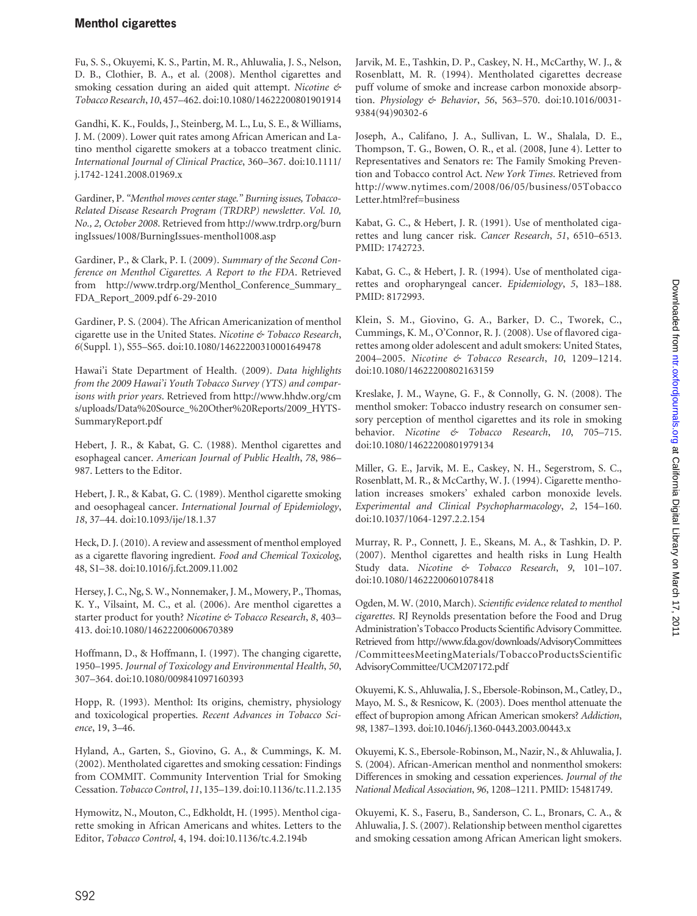Fu, S. S., Okuyemi, K. S., Partin, M. R., Ahluwalia, J. S., Nelson, D. B., Clothier, B. A., et al. (2008). Menthol cigarettes and smoking cessation during an aided quit attempt. *Nicotine & Tobacco Research*, *10*, 457–462. doi:10.1080/14622200801901914

Gandhi, K. K., Foulds, J., Steinberg, M. L., Lu, S. E., & Williams, J. M. (2009). Lower quit rates among African American and Latino menthol cigarette smokers at a tobacco treatment clinic. *International Journal of Clinical Practice*, 360–367. doi:10.1111/j.1742-1241.2008.01969.x

Gardiner, P. *"Menthol moves center stage." Burning issues, Tobacco-Related Disease Research Program (TRDRP) newsletter. Vol. 10, No., 2, October 2008*. Retrieved from http://www.trdrp.org/burningIssues/1008/BurningIssues-menthol1008.asp

Gardiner, P., & Clark, P. I. (2009). *Summary of the Second Conference on Menthol Cigarettes. A Report to the FDA*. Retrieved from http://www.trdrp.org/Menthol_Conference_Summary_FDA_Report_2009.pdf 6-29-2010

Gardiner, P. S. (2004). The African Americanization of menthol cigarette use in the United States. *Nicotine & Tobacco Research*, *6*(Suppl. 1), S55–S65. doi:10.1080/14622200310001649478

Hawai'i State Department of Health. (2009). *Data highlights from the 2009 Hawai'i Youth Tobacco Survey (YTS) and comparisons with prior years*. Retrieved from http://www.hhdw.org/cms/uploads/Data%20Source_%20Other%20Reports/2009_HYTS-SummaryReport.pdf

Hebert, J. R., & Kabat, G. C. (1988). Menthol cigarettes and esophageal cancer. *American Journal of Public Health*, *78*, 986–987. Letters to the Editor.

Hebert, J. R., & Kabat, G. C. (1989). Menthol cigarette smoking and oesophageal cancer. *International Journal of Epidemiology*, *18*, 37–44. doi:10.1093/ije/18.1.37

Heck, D. J. (2010). A review and assessment of menthol employed as a cigarette flavoring ingredient. *Food and Chemical Toxicolog*, 48, S1–38. doi:10.1016/j.fct.2009.11.002

Hersey, J. C., Ng, S. W., Nonnemaker, J. M., Mowery, P., Thomas, K. Y., Vilsaint, M. C., et al. (2006). Are menthol cigarettes a starter product for youth? *Nicotine & Tobacco Research*, *8*, 403–413. doi:10.1080/14622200600670389

Hoffmann, D., & Hoffmann, I. (1997). The changing cigarette, 1950–1995. *Journal of Toxicology and Environmental Health*, *50*, 307–364. doi:10.1080/009841097160393

Hopp, R. (1993). Menthol: Its origins, chemistry, physiology and toxicological properties. *Recent Advances in Tobacco Science*, 19, 3–46.

Hyland, A., Garten, S., Giovino, G. A., & Cummings, K. M. (2002). Mentholated cigarettes and smoking cessation: Findings from COMMIT. Community Intervention Trial for Smoking Cessation. *Tobacco Control*, *11*, 135–139. doi:10.1136/tc.11.2.135

Hymowitz, N., Mouton, C., Edkholdt, H. (1995). Menthol cigarette smoking in African Americans and whites. Letters to the Editor, *Tobacco Control*, 4, 194. doi:10.1136/tc.4.2.194b

Jarvik, M. E., Tashkin, D. P., Caskey, N. H., McCarthy, W. J., & Rosenblatt, M. R. (1994). Mentholated cigarettes decrease puff volume of smoke and increase carbon monoxide absorption. *Physiology & Behavior*, *56*, 563–570. doi:10.1016/0031-9384(94)90302-6

Joseph, A., Califano, J. A., Sullivan, L. W., Shalala, D. E., Thompson, T. G., Bowen, O. R., et al. (2008, June 4). Letter to Representatives and Senators re: The Family Smoking Prevention and Tobacco control Act. *New York Times*. Retrieved from http://www.nytimes.com/2008/06/05/business/05TobaccoLetter.html?ref=business

Kabat, G. C., & Hebert, J. R. (1991). Use of mentholated cigarettes and lung cancer risk. *Cancer Research*, *51*, 6510–6513. PMID: 1742723.

Kabat, G. C., & Hebert, J. R. (1994). Use of mentholated cigarettes and oropharyngeal cancer. *Epidemiology*, *5*, 183–188. PMID: 8172993.

Klein, S. M., Giovino, G. A., Barker, D. C., Tworek, C., Cummings, K. M., O'Connor, R. J. (2008). Use of flavored cigarettes among older adolescent and adult smokers: United States, 2004–2005. *Nicotine & Tobacco Research*, *10*, 1209–1214. doi:10.1080/14622200802163159

Kreslake, J. M., Wayne, G. F., & Connolly, G. N. (2008). The menthol smoker: Tobacco industry research on consumer sensory perception of menthol cigarettes and its role in smoking behavior. *Nicotine & Tobacco Research*, *10*, 705–715. doi:10.1080/14622200801979134

Miller, G. E., Jarvik, M. E., Caskey, N. H., Segerstrom, S. C., Rosenblatt, M. R., & McCarthy, W. J. (1994). Cigarette mentholation increases smokers' exhaled carbon monoxide levels. *Experimental and Clinical Psychopharmacology*, *2*, 154–160. doi:10.1037/1064-1297.2.2.154

Murray, R. P., Connett, J. E., Skeans, M. A., & Tashkin, D. P. (2007). Menthol cigarettes and health risks in Lung Health Study data. *Nicotine & Tobacco Research*, *9*, 101–107. doi:10.1080/14622200601078418

Ogden, M. W. (2010, March). *Scientific evidence related to menthol cigarettes*. RJ Reynolds presentation before the Food and Drug Administration's Tobacco Products Scientific Advisory Committee. Retrieved from http://www.fda.gov/downloads/AdvisoryCommittees/CommitteesMeetingMaterials/TobaccoProductsScientificAdvisoryCommittee/UCM207172.pdf

Okuyemi, K. S., Ahluwalia, J. S., Ebersole-Robinson, M., Catley, D., Mayo, M. S., & Resnicow, K. (2003). Does menthol attenuate the effect of bupropion among African American smokers? *Addiction*, *98*, 1387–1393. doi:10.1046/j.1360-0443.2003.00443.x

Okuyemi, K. S., Ebersole-Robinson, M., Nazir, N., & Ahluwalia, J. S. (2004). African-American menthol and nonmenthol smokers: Differences in smoking and cessation experiences. *Journal of the National Medical Association*, *96*, 1208–1211. PMID: 15481749.

Okuyemi, K. S., Faseru, B., Sanderson, C. L., Bronars, C. A., & Ahluwalia, J. S. (2007). Relationship between menthol cigarettes and smoking cessation among African American light smokers.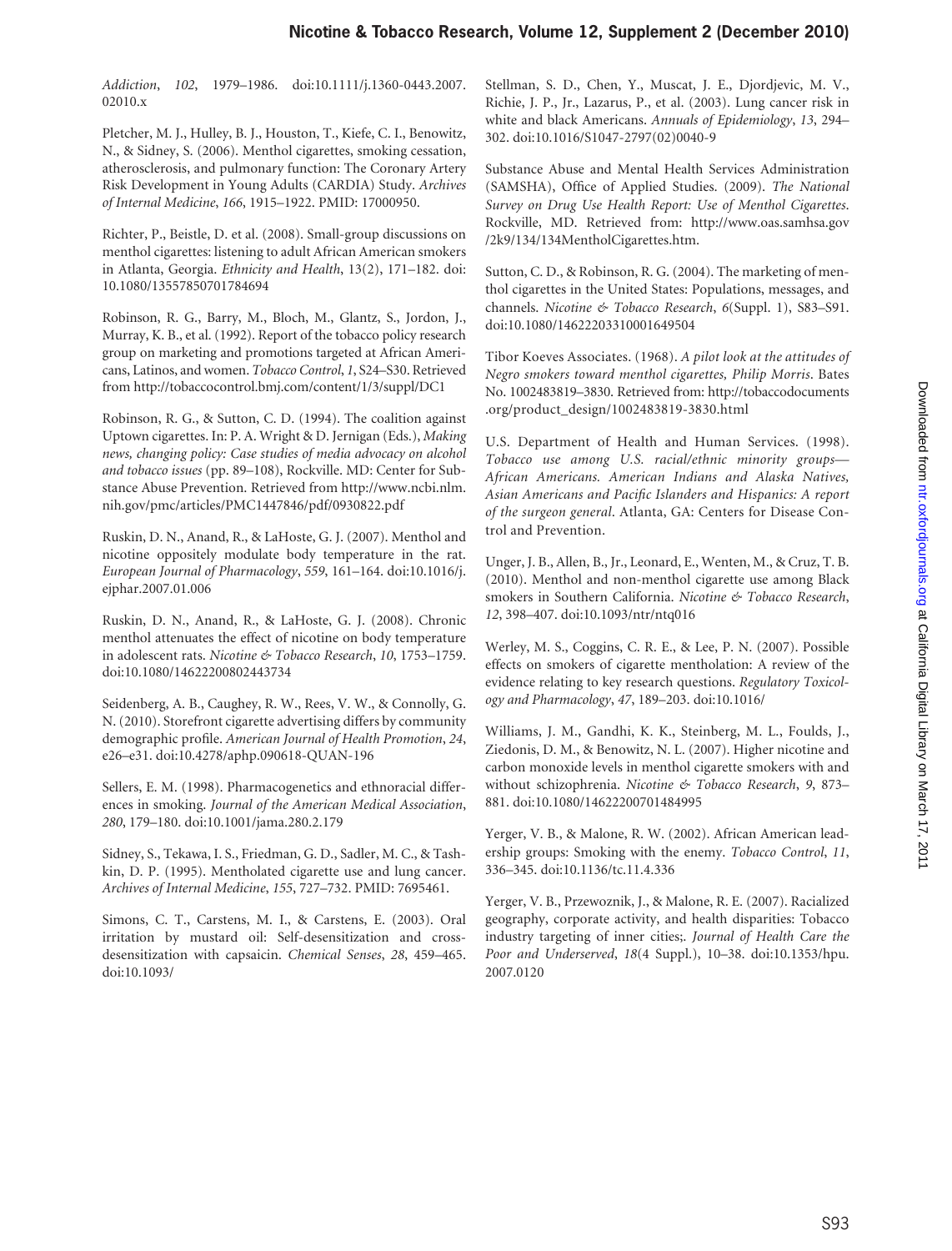*Addiction*, *102*, 1979–1986. doi:10.1111/j.1360-0443.2007.02010.x

Pletcher, M. J., Hulley, B. J., Houston, T., Kiefe, C. I., Benowitz, N., & Sidney, S. (2006). Menthol cigarettes, smoking cessation, atherosclerosis, and pulmonary function: The Coronary Artery Risk Development in Young Adults (CARDIA) Study. *Archives of Internal Medicine*, *166*, 1915–1922. PMID: 17000950.

Richter, P., Beistle, D. et al. (2008). Small-group discussions on menthol cigarettes: listening to adult African American smokers in Atlanta, Georgia. *Ethnicity and Health*, 13(2), 171–182. doi: 10.1080/13557850701784694

Robinson, R. G., Barry, M., Bloch, M., Glantz, S., Jordon, J., Murray, K. B., et al. (1992). Report of the tobacco policy research group on marketing and promotions targeted at African Americans, Latinos, and women. *Tobacco Control*, *1*, S24–S30. Retrieved from http://tobaccocontrol.bmj.com/content/1/3/suppl/DC1

Robinson, R. G., & Sutton, C. D. (1994). The coalition against Uptown cigarettes. In: P. A. Wright & D. Jernigan (Eds.), *Making news, changing policy: Case studies of media advocacy on alcohol and tobacco issues* (pp. 89–108), Rockville. MD: Center for Substance Abuse Prevention. Retrieved from http://www.ncbi.nlm.nih.gov/pmc/articles/PMC1447846/pdf/0930822.pdf

Ruskin, D. N., Anand, R., & LaHoste, G. J. (2007). Menthol and nicotine oppositely modulate body temperature in the rat. *European Journal of Pharmacology*, *559*, 161–164. doi:10.1016/j.ejphar.2007.01.006

Ruskin, D. N., Anand, R., & LaHoste, G. J. (2008). Chronic menthol attenuates the effect of nicotine on body temperature in adolescent rats. *Nicotine & Tobacco Research*, *10*, 1753–1759. doi:10.1080/14622200802443734

Seidenberg, A. B., Caughey, R. W., Rees, V. W., & Connolly, G. N. (2010). Storefront cigarette advertising differs by community demographic profile. *American Journal of Health Promotion*, *24*, e26–e31. doi:10.4278/aphp.090618-QUAN-196

Sellers, E. M. (1998). Pharmacogenetics and ethnoracial differences in smoking. *Journal of the American Medical Association*, *280*, 179–180. doi:10.1001/jama.280.2.179

Sidney, S., Tekawa, I. S., Friedman, G. D., Sadler, M. C., & Tashkin, D. P. (1995). Mentholated cigarette use and lung cancer. *Archives of Internal Medicine*, *155*, 727–732. PMID: 7695461.

Simons, C. T., Carstens, M. I., & Carstens, E. (2003). Oral irritation by mustard oil: Self-desensitization and cross-desensitization with capsaicin. *Chemical Senses*, *28*, 459–465. doi:10.1093/

Stellman, S. D., Chen, Y., Muscat, J. E., Djordjevic, M. V., Richie, J. P., Jr., Lazarus, P., et al. (2003). Lung cancer risk in white and black Americans. *Annuals of Epidemiology*, *13*, 294–302. doi:10.1016/S1047-2797(02)0040-9

Substance Abuse and Mental Health Services Administration (SAMSHA), Office of Applied Studies. (2009). *The National Survey on Drug Use Health Report: Use of Menthol Cigarettes*. Rockville, MD. Retrieved from: http://www.oas.samhsa.gov/2k9/134/134MentholCigarettes.htm.

Sutton, C. D., & Robinson, R. G. (2004). The marketing of menthol cigarettes in the United States: Populations, messages, and channels. *Nicotine & Tobacco Research*, *6*(Suppl. 1), S83–S91. doi:10.1080/14622203310001649504

Tibor Koeves Associates. (1968). *A pilot look at the attitudes of Negro smokers toward menthol cigarettes, Philip Morris*. Bates No. 1002483819–3830. Retrieved from: http://tobaccodocuments.org/product_design/1002483819-3830.html

U.S. Department of Health and Human Services. (1998). *Tobacco use among U.S. racial/ethnic minority groups—African Americans. American Indians and Alaska Natives, Asian Americans and Pacific Islanders and Hispanics: A report of the surgeon general*. Atlanta, GA: Centers for Disease Control and Prevention.

Unger, J. B., Allen, B., Jr., Leonard, E., Wenten, M., & Cruz, T. B. (2010). Menthol and non-menthol cigarette use among Black smokers in Southern California. *Nicotine & Tobacco Research*, *12*, 398–407. doi:10.1093/ntr/ntq016

Werley, M. S., Coggins, C. R. E., & Lee, P. N. (2007). Possible effects on smokers of cigarette mentholation: A review of the evidence relating to key research questions. *Regulatory Toxicology and Pharmacology*, *47*, 189–203. doi:10.1016/

Williams, J. M., Gandhi, K. K., Steinberg, M. L., Foulds, J., Ziedonis, D. M., & Benowitz, N. L. (2007). Higher nicotine and carbon monoxide levels in menthol cigarette smokers with and without schizophrenia. *Nicotine & Tobacco Research*, *9*, 873–881. doi:10.1080/14622200701484995

Yerger, V. B., & Malone, R. W. (2002). African American leadership groups: Smoking with the enemy. *Tobacco Control*, *11*, 336–345. doi:10.1136/tc.11.4.336

Yerger, V. B., Przewoznik, J., & Malone, R. E. (2007). Racialized geography, corporate activity, and health disparities: Tobacco industry targeting of inner cities;. *Journal of Health Care the Poor and Underserved*, *18*(4 Suppl.), 10–38. doi:10.1353/hpu.2007.0120